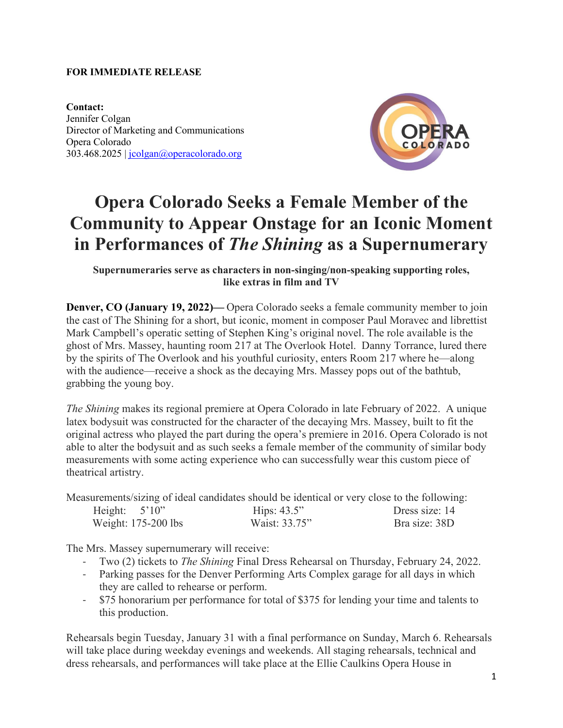**FOR IMMEDIATE RELEASE**

**Contact:**
Jennifer Colgan
Director of Marketing and Communications
Opera Colorado
303.468.2025 | jcolgan@operacolorado.org

# Opera Colorado Seeks a Female Member of the Community to Appear Onstage for an Iconic Moment in Performances of *The Shining* as a Supernumerary

**Supernumeraries serve as characters in non-singing/non-speaking supporting roles, like extras in film and TV**

**Denver, CO (January 19, 2022)—** Opera Colorado seeks a female community member to join the cast of The Shining for a short, but iconic, moment in composer Paul Moravec and librettist Mark Campbell's operatic setting of Stephen King's original novel. The role available is the ghost of Mrs. Massey, haunting room 217 at The Overlook Hotel. Danny Torrance, lured there by the spirits of The Overlook and his youthful curiosity, enters Room 217 where he—along with the audience—receive a shock as the decaying Mrs. Massey pops out of the bathtub, grabbing the young boy.

*The Shining* makes its regional premiere at Opera Colorado in late February of 2022. A unique latex bodysuit was constructed for the character of the decaying Mrs. Massey, built to fit the original actress who played the part during the opera's premiere in 2016. Opera Colorado is not able to alter the bodysuit and as such seeks a female member of the community of similar body measurements with some acting experience who can successfully wear this custom piece of theatrical artistry.

Measurements/sizing of ideal candidates should be identical or very close to the following:

| | | |
|---|---|---|
| Height: 5'10" | Hips: 43.5" | Dress size: 14 |
| Weight: 175-200 lbs | Waist: 33.75" | Bra size: 38D |

The Mrs. Massey supernumerary will receive:

- Two (2) tickets to *The Shining* Final Dress Rehearsal on Thursday, February 24, 2022.
- Parking passes for the Denver Performing Arts Complex garage for all days in which they are called to rehearse or perform.
- $75 honorarium per performance for total of $375 for lending your time and talents to this production.

Rehearsals begin Tuesday, January 31 with a final performance on Sunday, March 6. Rehearsals will take place during weekday evenings and weekends. All staging rehearsals, technical and dress rehearsals, and performances will take place at the Ellie Caulkins Opera House in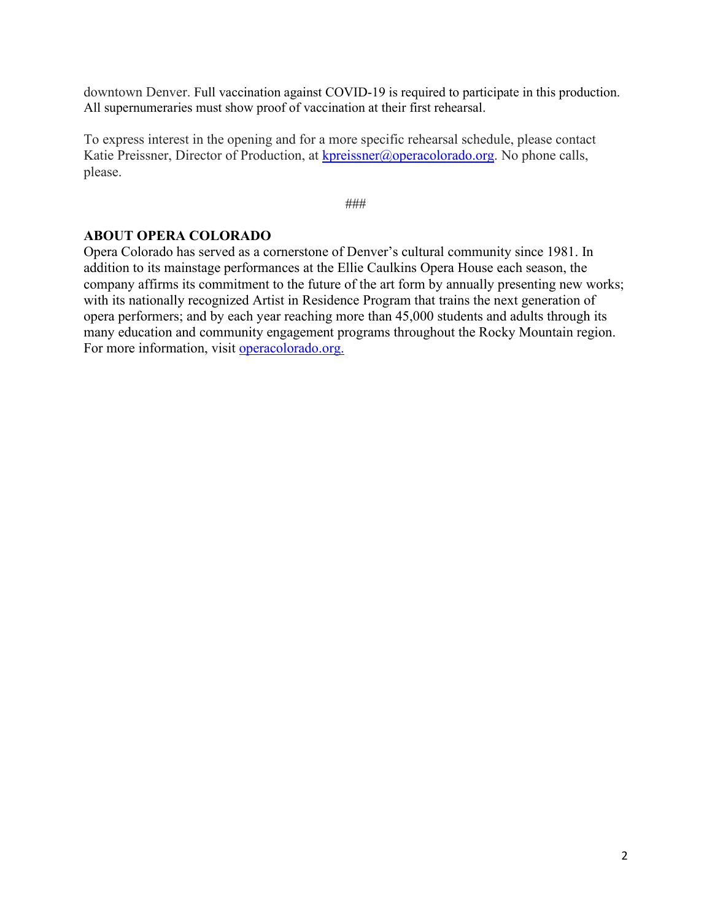downtown Denver. Full vaccination against COVID-19 is required to participate in this production. All supernumeraries must show proof of vaccination at their first rehearsal.

To express interest in the opening and for a more specific rehearsal schedule, please contact Katie Preissner, Director of Production, at kpreissner@operacolorado.org. No phone calls, please.

###

**ABOUT OPERA COLORADO**

Opera Colorado has served as a cornerstone of Denver's cultural community since 1981. In addition to its mainstage performances at the Ellie Caulkins Opera House each season, the company affirms its commitment to the future of the art form by annually presenting new works; with its nationally recognized Artist in Residence Program that trains the next generation of opera performers; and by each year reaching more than 45,000 students and adults through its many education and community engagement programs throughout the Rocky Mountain region. For more information, visit operacolorado.org.